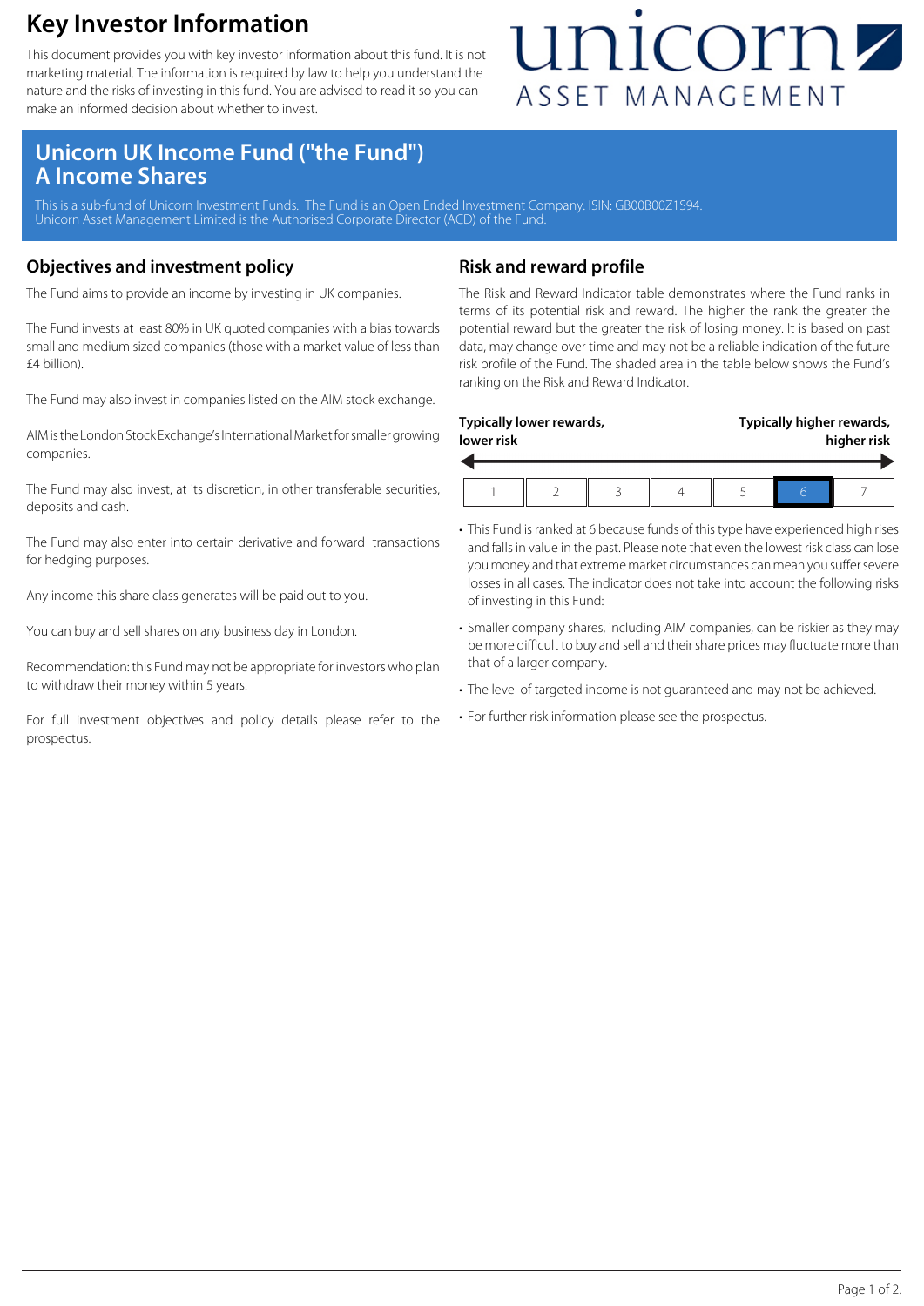# Key Investor Information

This document provides you with key investor information about this fund. It is not marketing material. The information is required by law to help you understand the nature and the risks of investing in this fund. You are advised to read it so you can make an informed decision about whether to invest.

unicorn ASSET MANAGEMENT

## Unicorn UK Income Fund ("the Fund") A Income Shares

This is a sub-fund of Unicorn Investment Funds. The Fund is an Open Ended Investment Company. ISIN: GB00B00Z1S94.
Unicorn Asset Management Limited is the Authorised Corporate Director (ACD) of the Fund.

### Objectives and investment policy

The Fund aims to provide an income by investing in UK companies.

The Fund invests at least 80% in UK quoted companies with a bias towards small and medium sized companies (those with a market value of less than £4 billion).

The Fund may also invest in companies listed on the AIM stock exchange.

AIM is the London Stock Exchange's International Market for smaller growing companies.

The Fund may also invest, at its discretion, in other transferable securities, deposits and cash.

The Fund may also enter into certain derivative and forward transactions for hedging purposes.

Any income this share class generates will be paid out to you.

You can buy and sell shares on any business day in London.

Recommendation: this Fund may not be appropriate for investors who plan to withdraw their money within 5 years.

For full investment objectives and policy details please refer to the prospectus.

### Risk and reward profile

The Risk and Reward Indicator table demonstrates where the Fund ranks in terms of its potential risk and reward. The higher the rank the greater the potential reward but the greater the risk of losing money. It is based on past data, may change over time and may not be a reliable indication of the future risk profile of the Fund. The shaded area in the table below shows the Fund's ranking on the Risk and Reward Indicator.

**Typically lower rewards, lower risk** — **Typically higher rewards, higher risk**

| 1 | 2 | 3 | 4 | 5 | **6** | 7 |
|---|---|---|---|---|---|---|

- This Fund is ranked at 6 because funds of this type have experienced high rises and falls in value in the past. Please note that even the lowest risk class can lose you money and that extreme market circumstances can mean you suffer severe losses in all cases. The indicator does not take into account the following risks of investing in this Fund:
- Smaller company shares, including AIM companies, can be riskier as they may be more difficult to buy and sell and their share prices may fluctuate more than that of a larger company.
- The level of targeted income is not guaranteed and may not be achieved.
- For further risk information please see the prospectus.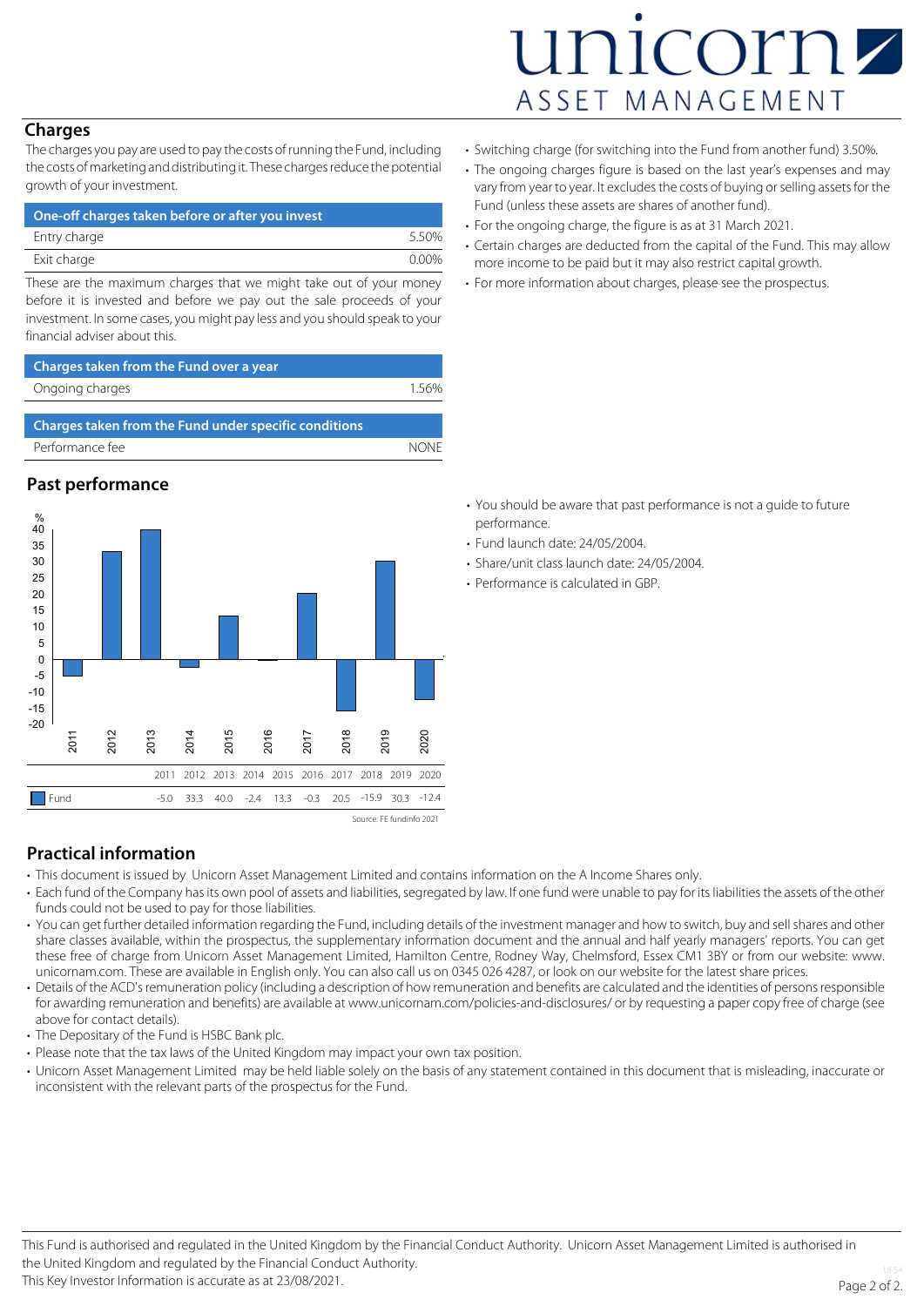## Charges

The charges you pay are used to pay the costs of running the Fund, including the costs of marketing and distributing it. These charges reduce the potential growth of your investment.

| One-off charges taken before or after you invest | |
|---|---|
| Entry charge | 5.50% |
| Exit charge | 0.00% |

These are the maximum charges that we might take out of your money before it is invested and before we pay out the sale proceeds of your investment. In some cases, you might pay less and you should speak to your financial adviser about this.

| Charges taken from the Fund over a year | |
|---|---|
| Ongoing charges | 1.56% |

| Charges taken from the Fund under specific conditions | |
|---|---|
| Performance fee | NONE |

- Switching charge (for switching into the Fund from another fund) 3.50%.
- The ongoing charges figure is based on the last year's expenses and may vary from year to year. It excludes the costs of buying or selling assets for the Fund (unless these assets are shares of another fund).
- For the ongoing charge, the figure is as at 31 March 2021.
- Certain charges are deducted from the capital of the Fund. This may allow more income to be paid but it may also restrict capital growth.
- For more information about charges, please see the prospectus.

## Past performance

%
40
35
30
25
20
15
10
5
0
-5
-10
-15
-20

2011 2012 2013 2014 2015 2016 2017 2018 2019 2020

| | 2011 | 2012 | 2013 | 2014 | 2015 | 2016 | 2017 | 2018 | 2019 | 2020 |
|---|---|---|---|---|---|---|---|---|---|---|
| Fund | -5.0 | 33.3 | 40.0 | -2.4 | 13.3 | -0.3 | 20.5 | -15.9 | 30.3 | -12.4 |

Source: FE fundinfo 2021

- You should be aware that past performance is not a guide to future performance.
- Fund launch date: 24/05/2004.
- Share/unit class launch date: 24/05/2004.
- Performance is calculated in GBP.

## Practical information

- This document is issued by Unicorn Asset Management Limited and contains information on the A Income Shares only.
- Each fund of the Company has its own pool of assets and liabilities, segregated by law. If one fund were unable to pay for its liabilities the assets of the other funds could not be used to pay for those liabilities.
- You can get further detailed information regarding the Fund, including details of the investment manager and how to switch, buy and sell shares and other share classes available, within the prospectus, the supplementary information document and the annual and half yearly managers' reports. You can get these free of charge from Unicorn Asset Management Limited, Hamilton Centre, Rodney Way, Chelmsford, Essex CM1 3BY or from our website: www.unicornam.com. These are available in English only. You can also call us on 0345 026 4287, or look on our website for the latest share prices.
- Details of the ACD's remuneration policy (including a description of how remuneration and benefits are calculated and the identities of persons responsible for awarding remuneration and benefits) are available at www.unicornam.com/policies-and-disclosures/ or by requesting a paper copy free of charge (see above for contact details).
- The Depositary of the Fund is HSBC Bank plc.
- Please note that the tax laws of the United Kingdom may impact your own tax position.
- Unicorn Asset Management Limited may be held liable solely on the basis of any statement contained in this document that is misleading, inaccurate or inconsistent with the relevant parts of the prospectus for the Fund.

This Fund is authorised and regulated in the United Kingdom by the Financial Conduct Authority. Unicorn Asset Management Limited is authorised in the United Kingdom and regulated by the Financial Conduct Authority.
This Key Investor Information is accurate as at 23/08/2021.